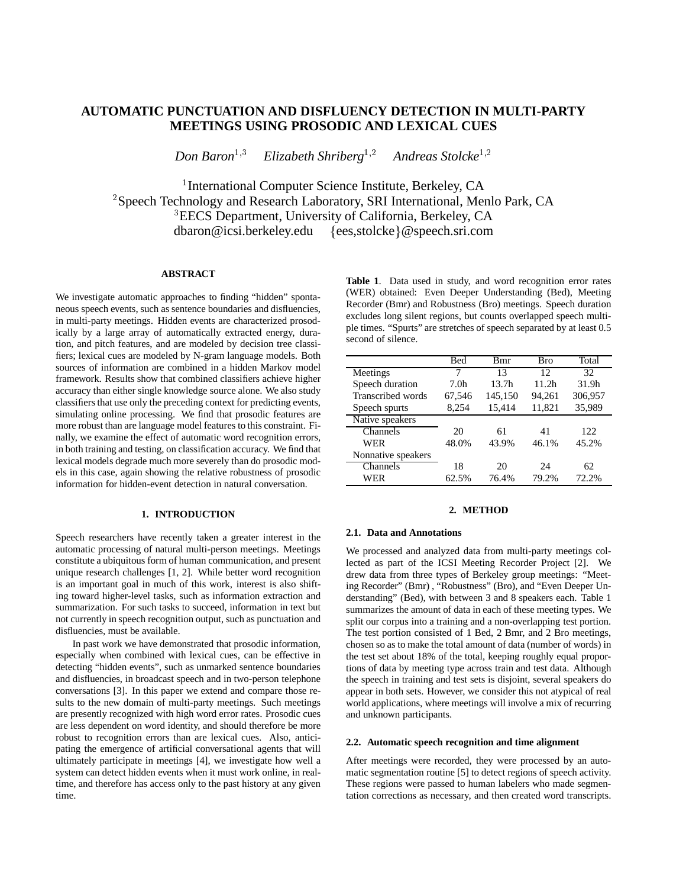# AUTOMATIC PUNCTUATION AND DISFLUENCY DETECTION IN MULTI-PARTY MEETINGS USING PROSODIC AND LEXICAL CUES

*Don Baron*[1,3] *Elizabeth Shriberg*[1,2] *Andreas Stolcke*[1,2]

[1]International Computer Science Institute, Berkeley, CA
[2]Speech Technology and Research Laboratory, SRI International, Menlo Park, CA
[3]EECS Department, University of California, Berkeley, CA
dbaron@icsi.berkeley.edu {ees,stolcke}@speech.sri.com

### ABSTRACT

We investigate automatic approaches to finding "hidden" spontaneous speech events, such as sentence boundaries and disfluencies, in multi-party meetings. Hidden events are characterized prosodically by a large array of automatically extracted energy, duration, and pitch features, and are modeled by decision tree classifiers; lexical cues are modeled by N-gram language models. Both sources of information are combined in a hidden Markov model framework. Results show that combined classifiers achieve higher accuracy than either single knowledge source alone. We also study classifiers that use only the preceding context for predicting events, simulating online processing. We find that prosodic features are more robust than are language model features to this constraint. Finally, we examine the effect of automatic word recognition errors, in both training and testing, on classification accuracy. We find that lexical models degrade much more severely than do prosodic models in this case, again showing the relative robustness of prosodic information for hidden-event detection in natural conversation.

## 1. INTRODUCTION

Speech researchers have recently taken a greater interest in the automatic processing of natural multi-person meetings. Meetings constitute a ubiquitous form of human communication, and present unique research challenges [1, 2]. While better word recognition is an important goal in much of this work, interest is also shifting toward higher-level tasks, such as information extraction and summarization. For such tasks to succeed, information in text but not currently in speech recognition output, such as punctuation and disfluencies, must be available.

In past work we have demonstrated that prosodic information, especially when combined with lexical cues, can be effective in detecting "hidden events", such as unmarked sentence boundaries and disfluencies, in broadcast speech and in two-person telephone conversations [3]. In this paper we extend and compare those results to the new domain of multi-party meetings. Such meetings are presently recognized with high word error rates. Prosodic cues are less dependent on word identity, and should therefore be more robust to recognition errors than are lexical cues. Also, anticipating the emergence of artificial conversational agents that will ultimately participate in meetings [4], we investigate how well a system can detect hidden events when it must work online, in real-time, and therefore has access only to the past history at any given time.

**Table 1**. Data used in study, and word recognition error rates (WER) obtained: Even Deeper Understanding (Bed), Meeting Recorder (Bmr) and Robustness (Bro) meetings. Speech duration excludes long silent regions, but counts overlapped speech multiple times. "Spurts" are stretches of speech separated by at least 0.5 second of silence.

| | Bed | Bmr | Bro | Total |
|---|---|---|---|---|
| Meetings | 7 | 13 | 12 | 32 |
| Speech duration | 7.0h | 13.7h | 11.2h | 31.9h |
| Transcribed words | 67,546 | 145,150 | 94,261 | 306,957 |
| Speech spurts | 8,254 | 15,414 | 11,821 | 35,989 |
| Native speakers | | | | |
| Channels | 20 | 61 | 41 | 122 |
| WER | 48.0% | 43.9% | 46.1% | 45.2% |
| Nonnative speakers | | | | |
| Channels | 18 | 20 | 24 | 62 |
| WER | 62.5% | 76.4% | 79.2% | 72.2% |

## 2. METHOD

### 2.1. Data and Annotations

We processed and analyzed data from multi-party meetings collected as part of the ICSI Meeting Recorder Project [2]. We drew data from three types of Berkeley group meetings: "Meeting Recorder" (Bmr) , "Robustness" (Bro), and "Even Deeper Understanding" (Bed), with between 3 and 8 speakers each. Table 1 summarizes the amount of data in each of these meeting types. We split our corpus into a training and a non-overlapping test portion. The test portion consisted of 1 Bed, 2 Bmr, and 2 Bro meetings, chosen so as to make the total amount of data (number of words) in the test set about 18% of the total, keeping roughly equal proportions of data by meeting type across train and test data. Although the speech in training and test sets is disjoint, several speakers do appear in both sets. However, we consider this not atypical of real world applications, where meetings will involve a mix of recurring and unknown participants.

### 2.2. Automatic speech recognition and time alignment

After meetings were recorded, they were processed by an automatic segmentation routine [5] to detect regions of speech activity. These regions were passed to human labelers who made segmentation corrections as necessary, and then created word transcripts.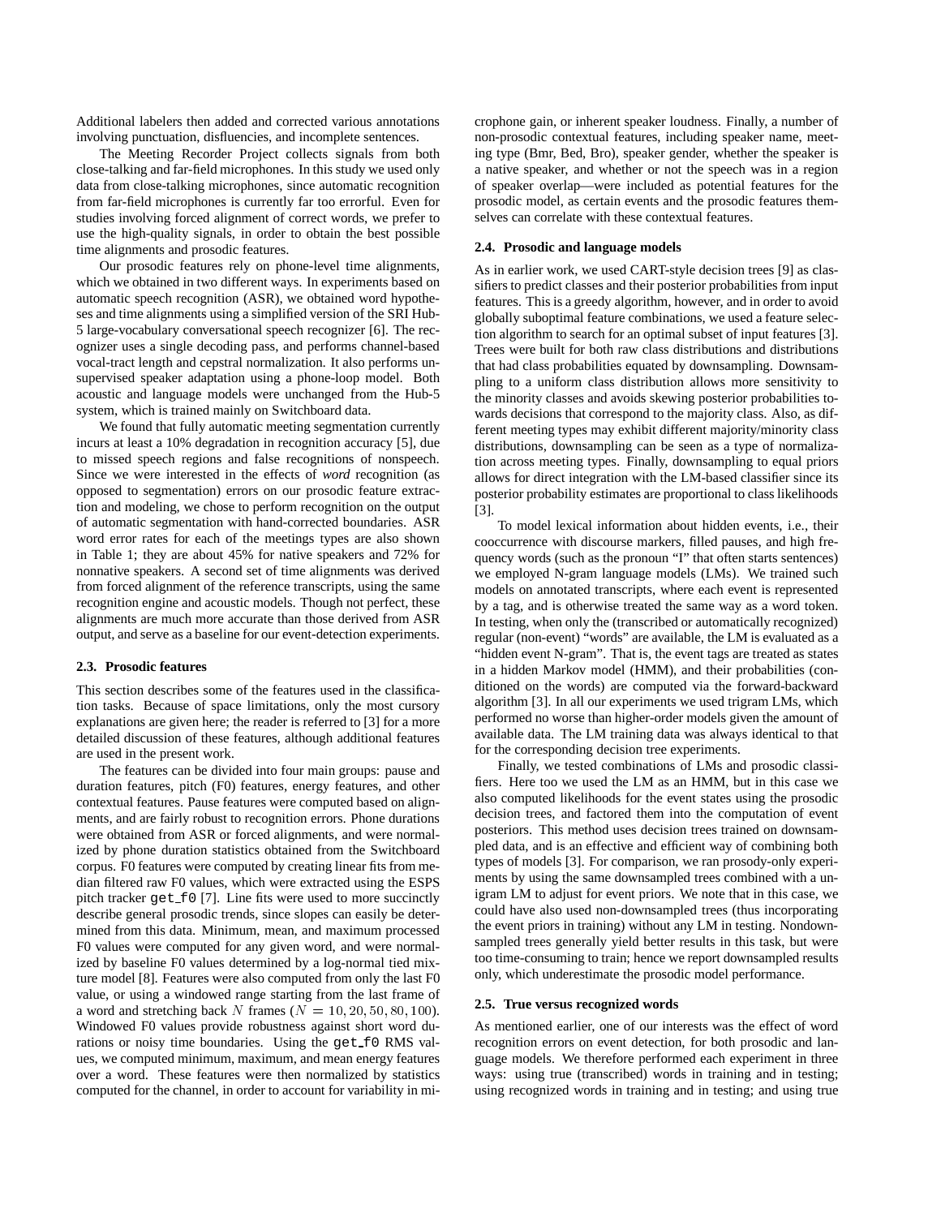Additional labelers then added and corrected various annotations involving punctuation, disfluencies, and incomplete sentences.

The Meeting Recorder Project collects signals from both close-talking and far-field microphones. In this study we used only data from close-talking microphones, since automatic recognition from far-field microphones is currently far too errorful. Even for studies involving forced alignment of correct words, we prefer to use the high-quality signals, in order to obtain the best possible time alignments and prosodic features.

Our prosodic features rely on phone-level time alignments, which we obtained in two different ways. In experiments based on automatic speech recognition (ASR), we obtained word hypotheses and time alignments using a simplified version of the SRI Hub-5 large-vocabulary conversational speech recognizer [6]. The recognizer uses a single decoding pass, and performs channel-based vocal-tract length and cepstral normalization. It also performs unsupervised speaker adaptation using a phone-loop model. Both acoustic and language models were unchanged from the Hub-5 system, which is trained mainly on Switchboard data.

We found that fully automatic meeting segmentation currently incurs at least a 10% degradation in recognition accuracy [5], due to missed speech regions and false recognitions of nonspeech. Since we were interested in the effects of *word* recognition (as opposed to segmentation) errors on our prosodic feature extraction and modeling, we chose to perform recognition on the output of automatic segmentation with hand-corrected boundaries. ASR word error rates for each of the meetings types are also shown in Table 1; they are about 45% for native speakers and 72% for nonnative speakers. A second set of time alignments was derived from forced alignment of the reference transcripts, using the same recognition engine and acoustic models. Though not perfect, these alignments are much more accurate than those derived from ASR output, and serve as a baseline for our event-detection experiments.

### 2.3. Prosodic features

This section describes some of the features used in the classification tasks. Because of space limitations, only the most cursory explanations are given here; the reader is referred to [3] for a more detailed discussion of these features, although additional features are used in the present work.

The features can be divided into four main groups: pause and duration features, pitch (F0) features, energy features, and other contextual features. Pause features were computed based on alignments, and are fairly robust to recognition errors. Phone durations were obtained from ASR or forced alignments, and were normalized by phone duration statistics obtained from the Switchboard corpus. F0 features were computed by creating linear fits from median filtered raw F0 values, which were extracted using the ESPS pitch tracker `get_f0` [7]. Line fits were used to more succinctly describe general prosodic trends, since slopes can easily be determined from this data. Minimum, mean, and maximum processed F0 values were computed for any given word, and were normalized by baseline F0 values determined by a log-normal tied mixture model [8]. Features were also computed from only the last F0 value, or using a windowed range starting from the last frame of a word and stretching back $N$ frames ($N = 10, 20, 50, 80, 100$). Windowed F0 values provide robustness against short word durations or noisy time boundaries. Using the `get_f0` RMS values, we computed minimum, maximum, and mean energy features over a word. These features were then normalized by statistics computed for the channel, in order to account for variability in microphone gain, or inherent speaker loudness. Finally, a number of non-prosodic contextual features, including speaker name, meeting type (Bmr, Bed, Bro), speaker gender, whether the speaker is a native speaker, and whether or not the speech was in a region of speaker overlap—were included as potential features for the prosodic model, as certain events and the prosodic features themselves can correlate with these contextual features.

### 2.4. Prosodic and language models

As in earlier work, we used CART-style decision trees [9] as classifiers to predict classes and their posterior probabilities from input features. This is a greedy algorithm, however, and in order to avoid globally suboptimal feature combinations, we used a feature selection algorithm to search for an optimal subset of input features [3]. Trees were built for both raw class distributions and distributions that had class probabilities equated by downsampling. Downsampling to a uniform class distribution allows more sensitivity to the minority classes and avoids skewing posterior probabilities towards decisions that correspond to the majority class. Also, as different meeting types may exhibit different majority/minority class distributions, downsampling can be seen as a type of normalization across meeting types. Finally, downsampling to equal priors allows for direct integration with the LM-based classifier since its posterior probability estimates are proportional to class likelihoods [3].

To model lexical information about hidden events, i.e., their cooccurrence with discourse markers, filled pauses, and high frequency words (such as the pronoun "I" that often starts sentences) we employed N-gram language models (LMs). We trained such models on annotated transcripts, where each event is represented by a tag, and is otherwise treated the same way as a word token. In testing, when only the (transcribed or automatically recognized) regular (non-event) "words" are available, the LM is evaluated as a "hidden event N-gram". That is, the event tags are treated as states in a hidden Markov model (HMM), and their probabilities (conditioned on the words) are computed via the forward-backward algorithm [3]. In all our experiments we used trigram LMs, which performed no worse than higher-order models given the amount of available data. The LM training data was always identical to that for the corresponding decision tree experiments.

Finally, we tested combinations of LMs and prosodic classifiers. Here too we used the LM as an HMM, but in this case we also computed likelihoods for the event states using the prosodic decision trees, and factored them into the computation of event posteriors. This method uses decision trees trained on downsampled data, and is an effective and efficient way of combining both types of models [3]. For comparison, we ran prosody-only experiments by using the same downsampled trees combined with a unigram LM to adjust for event priors. We note that in this case, we could have also used non-downsampled trees (thus incorporating the event priors in training) without any LM in testing. Nondownsampled trees generally yield better results in this task, but were too time-consuming to train; hence we report downsampled results only, which underestimate the prosodic model performance.

### 2.5. True versus recognized words

As mentioned earlier, one of our interests was the effect of word recognition errors on event detection, for both prosodic and language models. We therefore performed each experiment in three ways: using true (transcribed) words in training and in testing; using recognized words in training and in testing; and using true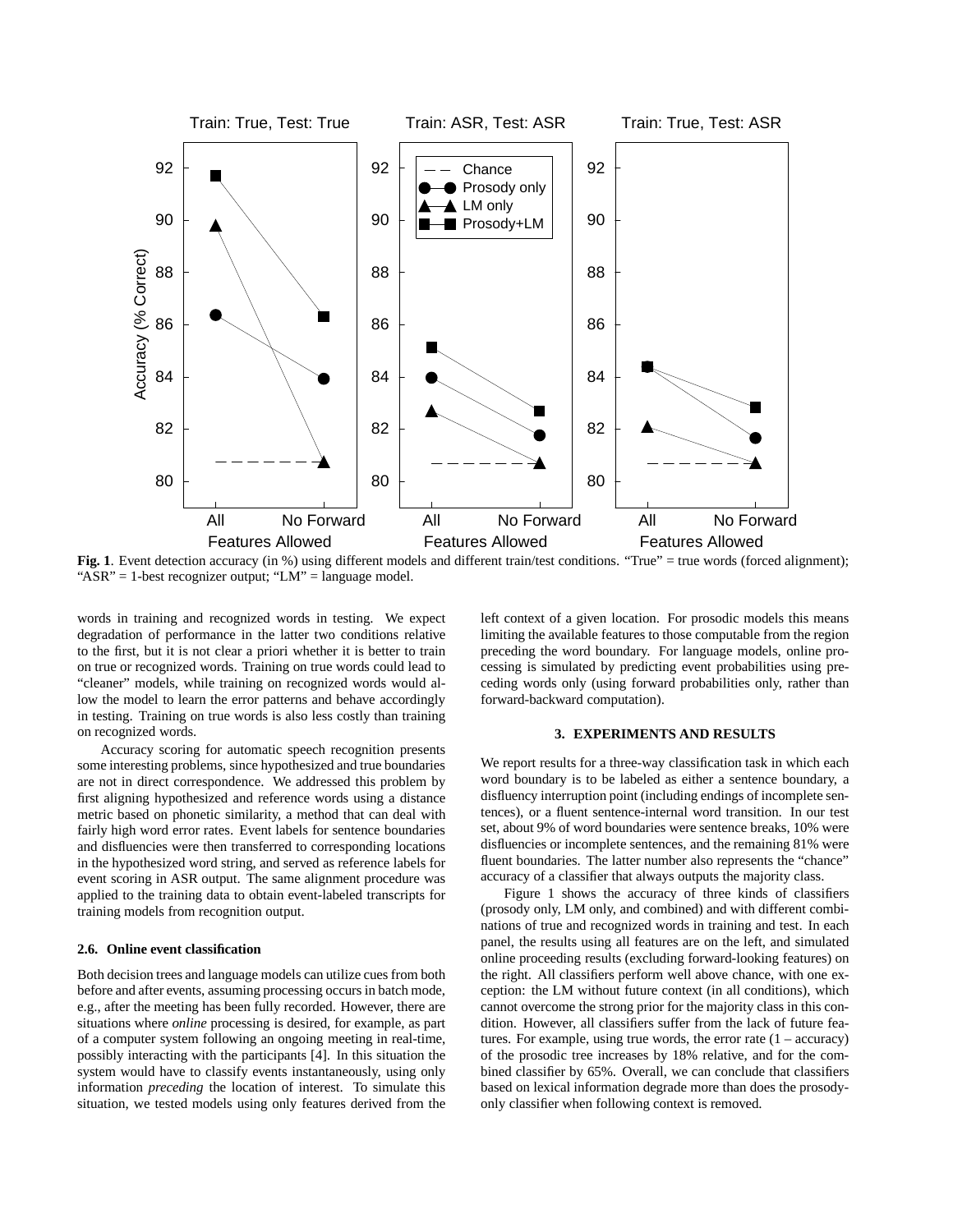**Fig. 1**. Event detection accuracy (in %) using different models and different train/test conditions. "True" = true words (forced alignment); "ASR" = 1-best recognizer output; "LM" = language model.

words in training and recognized words in testing. We expect degradation of performance in the latter two conditions relative to the first, but it is not clear a priori whether it is better to train on true or recognized words. Training on true words could lead to "cleaner" models, while training on recognized words would allow the model to learn the error patterns and behave accordingly in testing. Training on true words is also less costly than training on recognized words.

Accuracy scoring for automatic speech recognition presents some interesting problems, since hypothesized and true boundaries are not in direct correspondence. We addressed this problem by first aligning hypothesized and reference words using a distance metric based on phonetic similarity, a method that can deal with fairly high word error rates. Event labels for sentence boundaries and disfluencies were then transferred to corresponding locations in the hypothesized word string, and served as reference labels for event scoring in ASR output. The same alignment procedure was applied to the training data to obtain event-labeled transcripts for training models from recognition output.

### 2.6. Online event classification

Both decision trees and language models can utilize cues from both before and after events, assuming processing occurs in batch mode, e.g., after the meeting has been fully recorded. However, there are situations where *online* processing is desired, for example, as part of a computer system following an ongoing meeting in real-time, possibly interacting with the participants [4]. In this situation the system would have to classify events instantaneously, using only information *preceding* the location of interest. To simulate this situation, we tested models using only features derived from the left context of a given location. For prosodic models this means limiting the available features to those computable from the region preceding the word boundary. For language models, online processing is simulated by predicting event probabilities using preceding words only (using forward probabilities only, rather than forward-backward computation).

## 3. EXPERIMENTS AND RESULTS

We report results for a three-way classification task in which each word boundary is to be labeled as either a sentence boundary, a disfluency interruption point (including endings of incomplete sentences), or a fluent sentence-internal word transition. In our test set, about 9% of word boundaries were sentence breaks, 10% were disfluencies or incomplete sentences, and the remaining 81% were fluent boundaries. The latter number also represents the "chance" accuracy of a classifier that always outputs the majority class.

Figure 1 shows the accuracy of three kinds of classifiers (prosody only, LM only, and combined) and with different combinations of true and recognized words in training and test. In each panel, the results using all features are on the left, and simulated online proceeding results (excluding forward-looking features) on the right. All classifiers perform well above chance, with one exception: the LM without future context (in all conditions), which cannot overcome the strong prior for the majority class in this condition. However, all classifiers suffer from the lack of future features. For example, using true words, the error rate (1 – accuracy) of the prosodic tree increases by 18% relative, and for the combined classifier by 65%. Overall, we can conclude that classifiers based on lexical information degrade more than does the prosody-only classifier when following context is removed.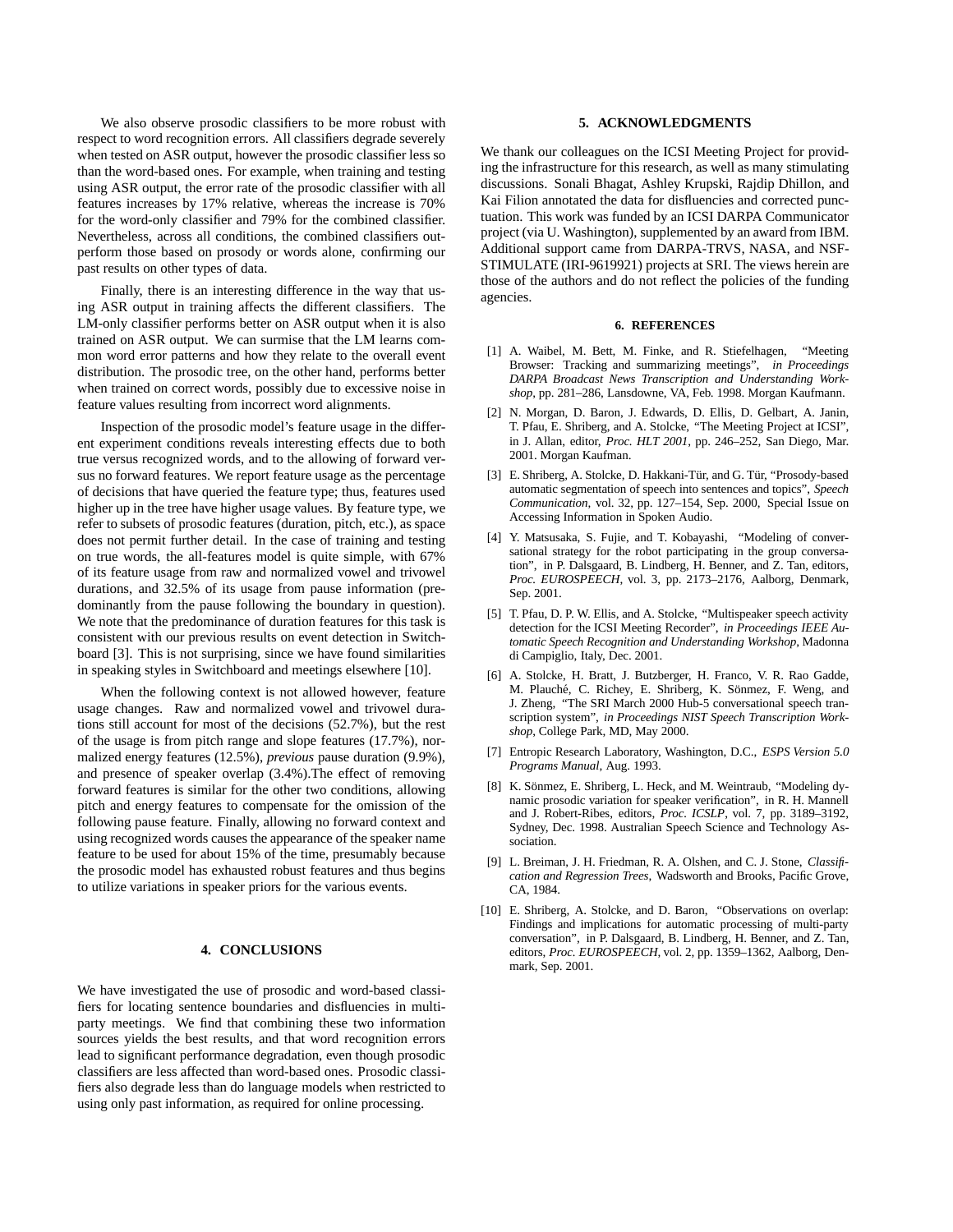We also observe prosodic classifiers to be more robust with respect to word recognition errors. All classifiers degrade severely when tested on ASR output, however the prosodic classifier less so than the word-based ones. For example, when training and testing using ASR output, the error rate of the prosodic classifier with all features increases by 17% relative, whereas the increase is 70% for the word-only classifier and 79% for the combined classifier. Nevertheless, across all conditions, the combined classifiers outperform those based on prosody or words alone, confirming our past results on other types of data.

Finally, there is an interesting difference in the way that using ASR output in training affects the different classifiers. The LM-only classifier performs better on ASR output when it is also trained on ASR output. We can surmise that the LM learns common word error patterns and how they relate to the overall event distribution. The prosodic tree, on the other hand, performs better when trained on correct words, possibly due to excessive noise in feature values resulting from incorrect word alignments.

Inspection of the prosodic model's feature usage in the different experiment conditions reveals interesting effects due to both true versus recognized words, and to the allowing of forward versus no forward features. We report feature usage as the percentage of decisions that have queried the feature type; thus, features used higher up in the tree have higher usage values. By feature type, we refer to subsets of prosodic features (duration, pitch, etc.), as space does not permit further detail. In the case of training and testing on true words, the all-features model is quite simple, with 67% of its feature usage from raw and normalized vowel and trivowel durations, and 32.5% of its usage from pause information (predominantly from the pause following the boundary in question). We note that the predominance of duration features for this task is consistent with our previous results on event detection in Switchboard [3]. This is not surprising, since we have found similarities in speaking styles in Switchboard and meetings elsewhere [10].

When the following context is not allowed however, feature usage changes. Raw and normalized vowel and trivowel durations still account for most of the decisions (52.7%), but the rest of the usage is from pitch range and slope features (17.7%), normalized energy features (12.5%), *previous* pause duration (9.9%), and presence of speaker overlap (3.4%).The effect of removing forward features is similar for the other two conditions, allowing pitch and energy features to compensate for the omission of the following pause feature. Finally, allowing no forward context and using recognized words causes the appearance of the speaker name feature to be used for about 15% of the time, presumably because the prosodic model has exhausted robust features and thus begins to utilize variations in speaker priors for the various events.

## 4. CONCLUSIONS

We have investigated the use of prosodic and word-based classifiers for locating sentence boundaries and disfluencies in multiparty meetings. We find that combining these two information sources yields the best results, and that word recognition errors lead to significant performance degradation, even though prosodic classifiers are less affected than word-based ones. Prosodic classifiers also degrade less than do language models when restricted to using only past information, as required for online processing.

## 5. ACKNOWLEDGMENTS

We thank our colleagues on the ICSI Meeting Project for providing the infrastructure for this research, as well as many stimulating discussions. Sonali Bhagat, Ashley Krupski, Rajdip Dhillon, and Kai Filion annotated the data for disfluencies and corrected punctuation. This work was funded by an ICSI DARPA Communicator project (via U. Washington), supplemented by an award from IBM. Additional support came from DARPA-TRVS, NASA, and NSF-STIMULATE (IRI-9619921) projects at SRI. The views herein are those of the authors and do not reflect the policies of the funding agencies.

## 6. REFERENCES

[1] A. Waibel, M. Bett, M. Finke, and R. Stiefelhagen, "Meeting Browser: Tracking and summarizing meetings", *in Proceedings DARPA Broadcast News Transcription and Understanding Workshop*, pp. 281–286, Lansdowne, VA, Feb. 1998. Morgan Kaufmann.

[2] N. Morgan, D. Baron, J. Edwards, D. Ellis, D. Gelbart, A. Janin, T. Pfau, E. Shriberg, and A. Stolcke, "The Meeting Project at ICSI", in J. Allan, editor, *Proc. HLT 2001*, pp. 246–252, San Diego, Mar. 2001. Morgan Kaufman.

[3] E. Shriberg, A. Stolcke, D. Hakkani-Tür, and G. Tür, "Prosody-based automatic segmentation of speech into sentences and topics", *Speech Communication*, vol. 32, pp. 127–154, Sep. 2000, Special Issue on Accessing Information in Spoken Audio.

[4] Y. Matsusaka, S. Fujie, and T. Kobayashi, "Modeling of conversational strategy for the robot participating in the group conversation", in P. Dalsgaard, B. Lindberg, H. Benner, and Z. Tan, editors, *Proc. EUROSPEECH*, vol. 3, pp. 2173–2176, Aalborg, Denmark, Sep. 2001.

[5] T. Pfau, D. P. W. Ellis, and A. Stolcke, "Multispeaker speech activity detection for the ICSI Meeting Recorder", *in Proceedings IEEE Automatic Speech Recognition and Understanding Workshop*, Madonna di Campiglio, Italy, Dec. 2001.

[6] A. Stolcke, H. Bratt, J. Butzberger, H. Franco, V. R. Rao Gadde, M. Plauché, C. Richey, E. Shriberg, K. Sönmez, F. Weng, and J. Zheng, "The SRI March 2000 Hub-5 conversational speech transcription system", *in Proceedings NIST Speech Transcription Workshop*, College Park, MD, May 2000.

[7] Entropic Research Laboratory, Washington, D.C., *ESPS Version 5.0 Programs Manual*, Aug. 1993.

[8] K. Sönmez, E. Shriberg, L. Heck, and M. Weintraub, "Modeling dynamic prosodic variation for speaker verification", in R. H. Mannell and J. Robert-Ribes, editors, *Proc. ICSLP*, vol. 7, pp. 3189–3192, Sydney, Dec. 1998. Australian Speech Science and Technology Association.

[9] L. Breiman, J. H. Friedman, R. A. Olshen, and C. J. Stone, *Classification and Regression Trees*, Wadsworth and Brooks, Pacific Grove, CA, 1984.

[10] E. Shriberg, A. Stolcke, and D. Baron, "Observations on overlap: Findings and implications for automatic processing of multi-party conversation", in P. Dalsgaard, B. Lindberg, H. Benner, and Z. Tan, editors, *Proc. EUROSPEECH*, vol. 2, pp. 1359–1362, Aalborg, Denmark, Sep. 2001.